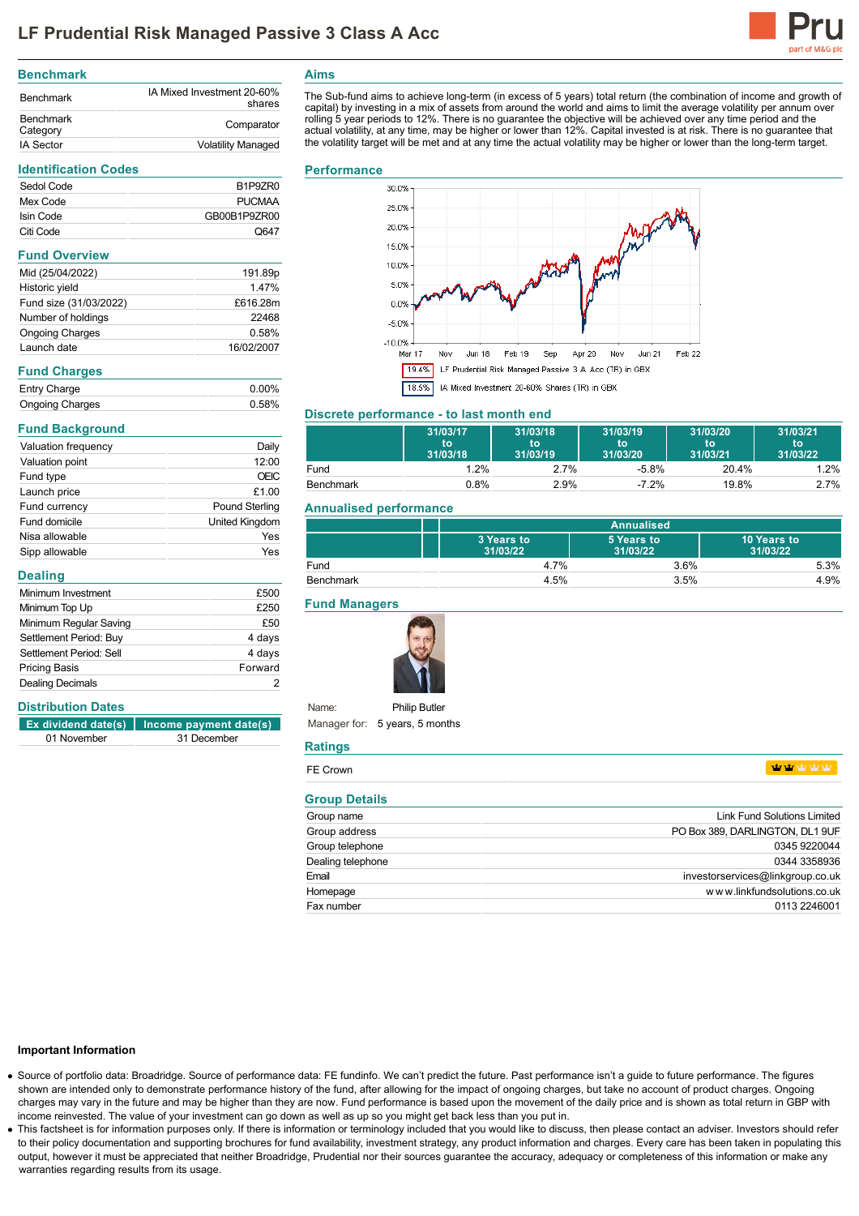# LF Prudential Risk Managed Passive 3 Class A Acc

## Benchmark

| | |
|---|---|
| Benchmark | IA Mixed Investment 20-60% shares |
| Benchmark Category | Comparator |
| IA Sector | Volatility Managed |

## Identification Codes

| | |
|---|---|
| Sedol Code | B1P9ZR0 |
| Mex Code | PUCMAA |
| Isin Code | GB00B1P9ZR00 |
| Citi Code | Q647 |

## Fund Overview

| | |
|---|---|
| Mid (25/04/2022) | 191.89p |
| Historic yield | 1.47% |
| Fund size (31/03/2022) | £616.28m |
| Number of holdings | 22468 |
| Ongoing Charges | 0.58% |
| Launch date | 16/02/2007 |

## Fund Charges

| | |
|---|---|
| Entry Charge | 0.00% |
| Ongoing Charges | 0.58% |

## Fund Background

| | |
|---|---|
| Valuation frequency | Daily |
| Valuation point | 12:00 |
| Fund type | OEIC |
| Launch price | £1.00 |
| Fund currency | Pound Sterling |
| Fund domicile | United Kingdom |
| Nisa allowable | Yes |
| Sipp allowable | Yes |

## Dealing

| | |
|---|---|
| Minimum Investment | £500 |
| Minimum Top Up | £250 |
| Minimum Regular Saving | £50 |
| Settlement Period: Buy | 4 days |
| Settlement Period: Sell | 4 days |
| Pricing Basis | Forward |
| Dealing Decimals | 2 |

## Distribution Dates

| Ex dividend date(s) | Income payment date(s) |
|---|---|
| 01 November | 31 December |

## Aims

The Sub-fund aims to achieve long-term (in excess of 5 years) total return (the combination of income and growth of capital) by investing in a mix of assets from around the world and aims to limit the average volatility per annum over rolling 5 year periods to 12%. There is no guarantee the objective will be achieved over any time period and the actual volatility, at any time, may be higher or lower than 12%. Capital invested is at risk. There is no guarantee that the volatility target will be met and at any time the actual volatility may be higher or lower than the long-term target.

## Performance

19.4% LF Prudential Risk Managed Passive 3 A Acc (TR) in GBX

18.5% IA Mixed Investment 20-60% Shares (TR) in GBX

## Discrete performance - to last month end

| | 31/03/17 to 31/03/18 | 31/03/18 to 31/03/19 | 31/03/19 to 31/03/20 | 31/03/20 to 31/03/21 | 31/03/21 to 31/03/22 |
|---|---|---|---|---|---|
| Fund | 1.2% | 2.7% | -5.8% | 20.4% | 1.2% |
| Benchmark | 0.8% | 2.9% | -7.2% | 19.8% | 2.7% |

## Annualised performance

| | Annualised | | |
|---|---|---|---|
| | 3 Years to 31/03/22 | 5 Years to 31/03/22 | 10 Years to 31/03/22 |
| Fund | 4.7% | 3.6% | 5.3% |
| Benchmark | 4.5% | 3.5% | 4.9% |

## Fund Managers

Name: Philip Butler

Manager for: 5 years, 5 months

## Ratings

| | |
|---|---|
| FE Crown | |

## Group Details

| | |
|---|---|
| Group name | Link Fund Solutions Limited |
| Group address | PO Box 389, DARLINGTON, DL1 9UF |
| Group telephone | 0345 9220044 |
| Dealing telephone | 0344 3358936 |
| Email | investorservices@linkgroup.co.uk |
| Homepage | www.linkfundsolutions.co.uk |
| Fax number | 0113 2246001 |

### Important Information

- Source of portfolio data: Broadridge. Source of performance data: FE fundinfo. We can't predict the future. Past performance isn't a guide to future performance. The figures shown are intended only to demonstrate performance history of the fund, after allowing for the impact of ongoing charges, but take no account of product charges. Ongoing charges may vary in the future and may be higher than they are now. Fund performance is based upon the movement of the daily price and is shown as total return in GBP with income reinvested. The value of your investment can go down as well as up so you might get back less than you put in.
- This factsheet is for information purposes only. If there is information or terminology included that you would like to discuss, then please contact an adviser. Investors should refer to their policy documentation and supporting brochures for fund availability, investment strategy, any product information and charges. Every care has been taken in populating this output, however it must be appreciated that neither Broadridge, Prudential nor their sources guarantee the accuracy, adequacy or completeness of this information or make any warranties regarding results from its usage.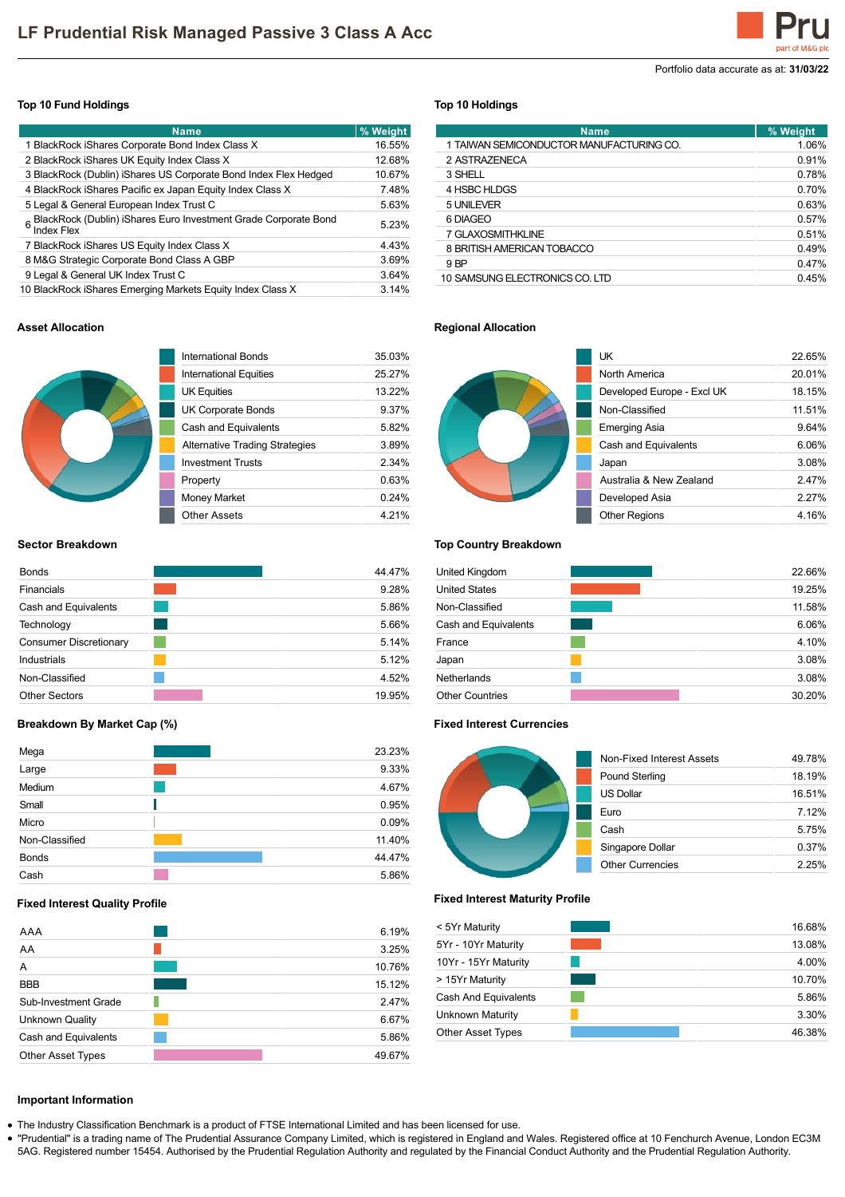# LF Prudential Risk Managed Passive 3 Class A Acc

Portfolio data accurate as at: **31/03/22**

### Top 10 Fund Holdings

| Name | % Weight |
|---|---|
| 1 BlackRock iShares Corporate Bond Index Class X | 16.55% |
| 2 BlackRock iShares UK Equity Index Class X | 12.68% |
| 3 BlackRock (Dublin) iShares US Corporate Bond Index Flex Hedged | 10.67% |
| 4 BlackRock iShares Pacific ex Japan Equity Index Class X | 7.48% |
| 5 Legal & General European Index Trust C | 5.63% |
| 6 BlackRock (Dublin) iShares Euro Investment Grade Corporate Bond Index Flex | 5.23% |
| 7 BlackRock iShares US Equity Index Class X | 4.43% |
| 8 M&G Strategic Corporate Bond Class A GBP | 3.69% |
| 9 Legal & General UK Index Trust C | 3.64% |
| 10 BlackRock iShares Emerging Markets Equity Index Class X | 3.14% |

### Top 10 Holdings

| Name | % Weight |
|---|---|
| 1 TAIWAN SEMICONDUCTOR MANUFACTURING CO. | 1.06% |
| 2 ASTRAZENECA | 0.91% |
| 3 SHELL | 0.78% |
| 4 HSBC HLDGS | 0.70% |
| 5 UNILEVER | 0.63% |
| 6 DIAGEO | 0.57% |
| 7 GLAXOSMITHKLINE | 0.51% |
| 8 BRITISH AMERICAN TOBACCO | 0.49% |
| 9 BP | 0.47% |
| 10 SAMSUNG ELECTRONICS CO. LTD | 0.45% |

### Asset Allocation

| Asset | % |
|---|---|
| International Bonds | 35.03% |
| International Equities | 25.27% |
| UK Equities | 13.22% |
| UK Corporate Bonds | 9.37% |
| Cash and Equivalents | 5.82% |
| Alternative Trading Strategies | 3.89% |
| Investment Trusts | 2.34% |
| Property | 0.63% |
| Money Market | 0.24% |
| Other Assets | 4.21% |

### Regional Allocation

| Region | % |
|---|---|
| UK | 22.65% |
| North America | 20.01% |
| Developed Europe - Excl UK | 18.15% |
| Non-Classified | 11.51% |
| Emerging Asia | 9.64% |
| Cash and Equivalents | 6.06% |
| Japan | 3.08% |
| Australia & New Zealand | 2.47% |
| Developed Asia | 2.27% |
| Other Regions | 4.16% |

### Sector Breakdown

| Sector | % |
|---|---|
| Bonds | 44.47% |
| Financials | 9.28% |
| Cash and Equivalents | 5.86% |
| Technology | 5.66% |
| Consumer Discretionary | 5.14% |
| Industrials | 5.12% |
| Non-Classified | 4.52% |
| Other Sectors | 19.95% |

### Top Country Breakdown

| Country | % |
|---|---|
| United Kingdom | 22.66% |
| United States | 19.25% |
| Non-Classified | 11.58% |
| Cash and Equivalents | 6.06% |
| France | 4.10% |
| Japan | 3.08% |
| Netherlands | 3.08% |
| Other Countries | 30.20% |

### Breakdown By Market Cap (%)

| Market Cap | % |
|---|---|
| Mega | 23.23% |
| Large | 9.33% |
| Medium | 4.67% |
| Small | 0.95% |
| Micro | 0.09% |
| Non-Classified | 11.40% |
| Bonds | 44.47% |
| Cash | 5.86% |

### Fixed Interest Currencies

| Currency | % |
|---|---|
| Non-Fixed Interest Assets | 49.78% |
| Pound Sterling | 18.19% |
| US Dollar | 16.51% |
| Euro | 7.12% |
| Cash | 5.75% |
| Singapore Dollar | 0.37% |
| Other Currencies | 2.25% |

### Fixed Interest Quality Profile

| Quality | % |
|---|---|
| AAA | 6.19% |
| AA | 3.25% |
| A | 10.76% |
| BBB | 15.12% |
| Sub-Investment Grade | 2.47% |
| Unknown Quality | 6.67% |
| Cash and Equivalents | 5.86% |
| Other Asset Types | 49.67% |

### Fixed Interest Maturity Profile

| Maturity | % |
|---|---|
| < 5Yr Maturity | 16.68% |
| 5Yr - 10Yr Maturity | 13.08% |
| 10Yr - 15Yr Maturity | 4.00% |
| > 15Yr Maturity | 10.70% |
| Cash And Equivalents | 5.86% |
| Unknown Maturity | 3.30% |
| Other Asset Types | 46.38% |

### Important Information

- The Industry Classification Benchmark is a product of FTSE International Limited and has been licensed for use.
- "Prudential" is a trading name of The Prudential Assurance Company Limited, which is registered in England and Wales. Registered office at 10 Fenchurch Avenue, London EC3M 5AG. Registered number 15454. Authorised by the Prudential Regulation Authority and regulated by the Financial Conduct Authority and the Prudential Regulation Authority.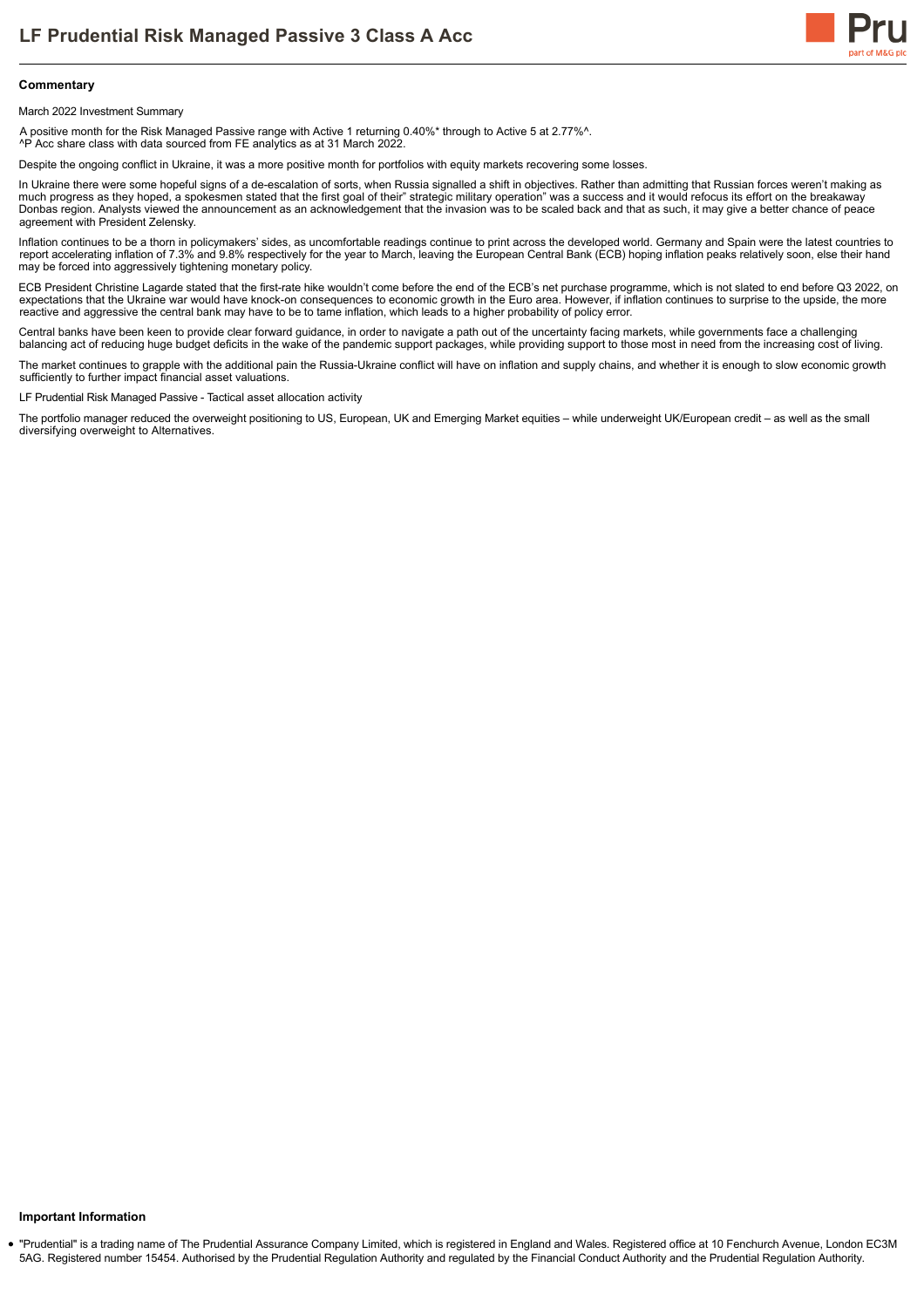# LF Prudential Risk Managed Passive 3 Class A Acc

## Commentary

March 2022 Investment Summary

A positive month for the Risk Managed Passive range with Active 1 returning 0.40%* through to Active 5 at 2.77%^.
^P Acc share class with data sourced from FE analytics as at 31 March 2022.

Despite the ongoing conflict in Ukraine, it was a more positive month for portfolios with equity markets recovering some losses.

In Ukraine there were some hopeful signs of a de-escalation of sorts, when Russia signalled a shift in objectives. Rather than admitting that Russian forces weren't making as much progress as they hoped, a spokesmen stated that the first goal of their" strategic military operation" was a success and it would refocus its effort on the breakaway Donbas region. Analysts viewed the announcement as an acknowledgement that the invasion was to be scaled back and that as such, it may give a better chance of peace agreement with President Zelensky.

Inflation continues to be a thorn in policymakers' sides, as uncomfortable readings continue to print across the developed world. Germany and Spain were the latest countries to report accelerating inflation of 7.3% and 9.8% respectively for the year to March, leaving the European Central Bank (ECB) hoping inflation peaks relatively soon, else their hand may be forced into aggressively tightening monetary policy.

ECB President Christine Lagarde stated that the first-rate hike wouldn't come before the end of the ECB's net purchase programme, which is not slated to end before Q3 2022, on expectations that the Ukraine war would have knock-on consequences to economic growth in the Euro area. However, if inflation continues to surprise to the upside, the more reactive and aggressive the central bank may have to be to tame inflation, which leads to a higher probability of policy error.

Central banks have been keen to provide clear forward guidance, in order to navigate a path out of the uncertainty facing markets, while governments face a challenging balancing act of reducing huge budget deficits in the wake of the pandemic support packages, while providing support to those most in need from the increasing cost of living.

The market continues to grapple with the additional pain the Russia-Ukraine conflict will have on inflation and supply chains, and whether it is enough to slow economic growth sufficiently to further impact financial asset valuations.

LF Prudential Risk Managed Passive - Tactical asset allocation activity

The portfolio manager reduced the overweight positioning to US, European, UK and Emerging Market equities – while underweight UK/European credit – as well as the small diversifying overweight to Alternatives.

## Important Information

- "Prudential" is a trading name of The Prudential Assurance Company Limited, which is registered in England and Wales. Registered office at 10 Fenchurch Avenue, London EC3M 5AG. Registered number 15454. Authorised by the Prudential Regulation Authority and regulated by the Financial Conduct Authority and the Prudential Regulation Authority.